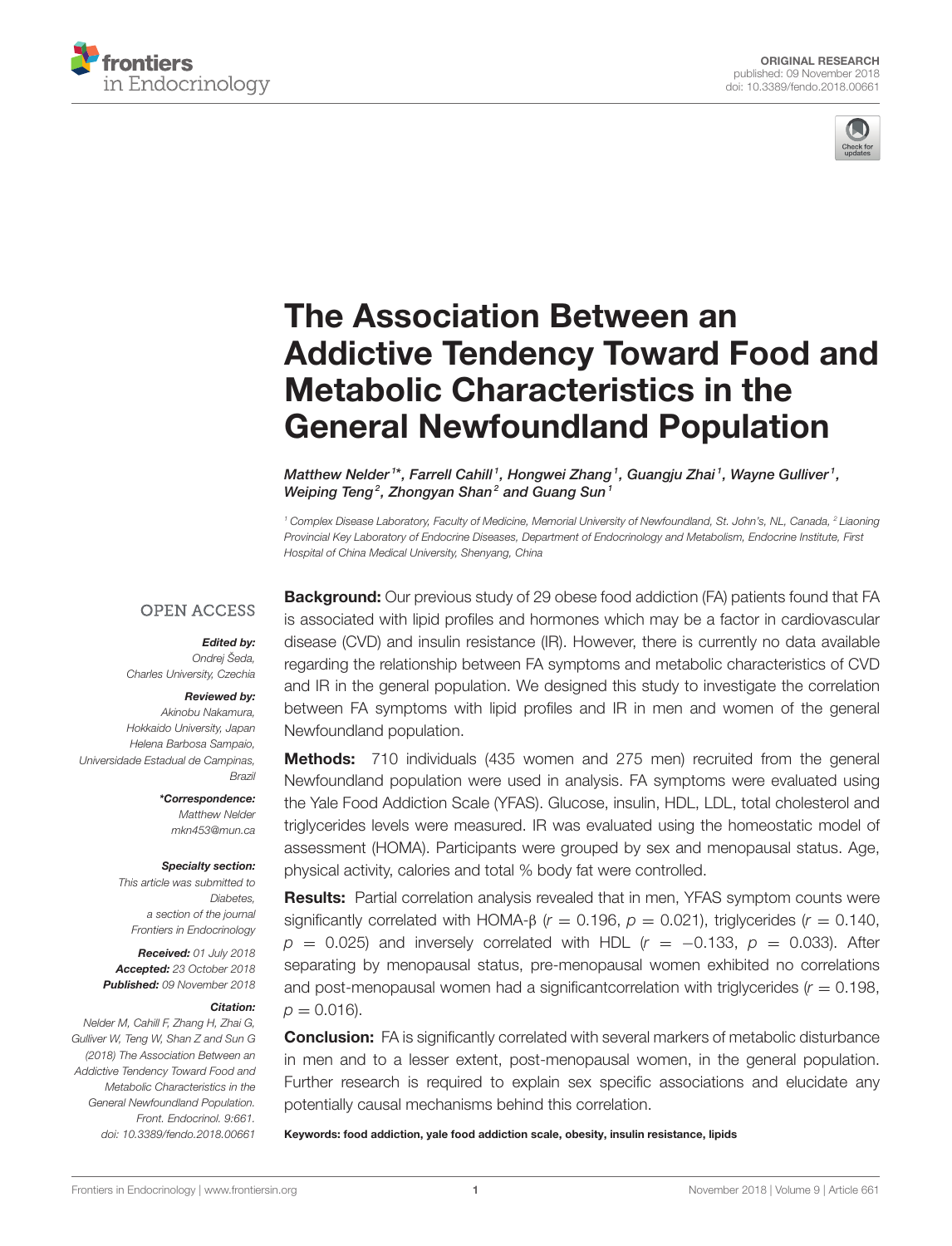ORIGINAL RESEARCH
published: 09 November 2018
doi: 10.3389/fendo.2018.00661

# The Association Between an Addictive Tendency Toward Food and Metabolic Characteristics in the General Newfoundland Population

*Matthew Nelder[1]\*, Farrell Cahill[1], Hongwei Zhang[1], Guangju Zhai[1], Wayne Gulliver[1], Weiping Teng[2], Zhongyan Shan[2] and Guang Sun[1]*

[1] Complex Disease Laboratory, Faculty of Medicine, Memorial University of Newfoundland, St. John's, NL, Canada, [2] Liaoning Provincial Key Laboratory of Endocrine Diseases, Department of Endocrinology and Metabolism, Endocrine Institute, First Hospital of China Medical University, Shenyang, China

OPEN ACCESS

**Edited by:**
Ondrej Šeda, Charles University, Czechia

**Reviewed by:**
Akinobu Nakamura, Hokkaido University, Japan
Helena Barbosa Sampaio, Universidade Estadual de Campinas, Brazil

**\*Correspondence:**
Matthew Nelder
mkn453@mun.ca

**Specialty section:**
This article was submitted to Diabetes, a section of the journal Frontiers in Endocrinology

**Received:** 01 July 2018
**Accepted:** 23 October 2018
**Published:** 09 November 2018

**Citation:**
Nelder M, Cahill F, Zhang H, Zhai G, Gulliver W, Teng W, Shan Z and Sun G (2018) The Association Between an Addictive Tendency Toward Food and Metabolic Characteristics in the General Newfoundland Population. Front. Endocrinol. 9:661. doi: 10.3389/fendo.2018.00661

**Background:** Our previous study of 29 obese food addiction (FA) patients found that FA is associated with lipid profiles and hormones which may be a factor in cardiovascular disease (CVD) and insulin resistance (IR). However, there is currently no data available regarding the relationship between FA symptoms and metabolic characteristics of CVD and IR in the general population. We designed this study to investigate the correlation between FA symptoms with lipid profiles and IR in men and women of the general Newfoundland population.

**Methods:** 710 individuals (435 women and 275 men) recruited from the general Newfoundland population were used in analysis. FA symptoms were evaluated using the Yale Food Addiction Scale (YFAS). Glucose, insulin, HDL, LDL, total cholesterol and triglycerides levels were measured. IR was evaluated using the homeostatic model of assessment (HOMA). Participants were grouped by sex and menopausal status. Age, physical activity, calories and total % body fat were controlled.

**Results:** Partial correlation analysis revealed that in men, YFAS symptom counts were significantly correlated with HOMA-β ($r = 0.196$, $p = 0.021$), triglycerides ($r = 0.140$, $p = 0.025$) and inversely correlated with HDL ($r = -0.133$, $p = 0.033$). After separating by menopausal status, pre-menopausal women exhibited no correlations and post-menopausal women had a significantcorrelation with triglycerides ($r = 0.198$, $p = 0.016$).

**Conclusion:** FA is significantly correlated with several markers of metabolic disturbance in men and to a lesser extent, post-menopausal women, in the general population. Further research is required to explain sex specific associations and elucidate any potentially causal mechanisms behind this correlation.

**Keywords: food addiction, yale food addiction scale, obesity, insulin resistance, lipids**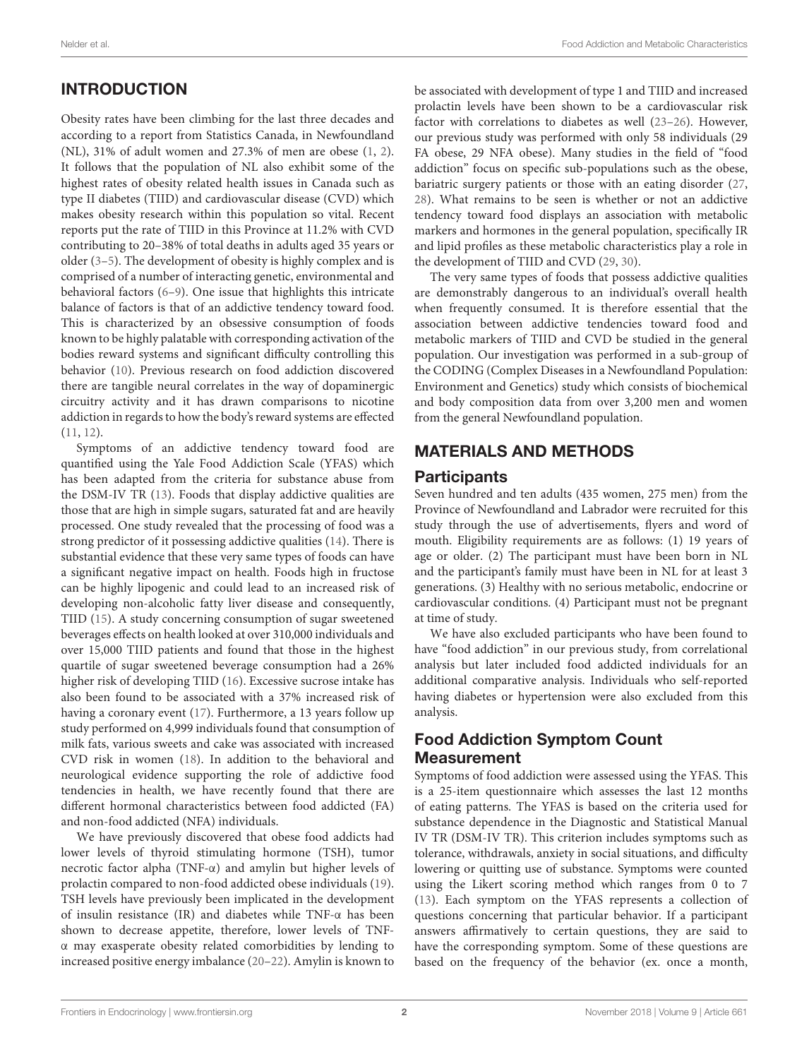## INTRODUCTION

Obesity rates have been climbing for the last three decades and according to a report from Statistics Canada, in Newfoundland (NL), 31% of adult women and 27.3% of men are obese (1, 2). It follows that the population of NL also exhibit some of the highest rates of obesity related health issues in Canada such as type II diabetes (TIID) and cardiovascular disease (CVD) which makes obesity research within this population so vital. Recent reports put the rate of TIID in this Province at 11.2% with CVD contributing to 20–38% of total deaths in adults aged 35 years or older (3–5). The development of obesity is highly complex and is comprised of a number of interacting genetic, environmental and behavioral factors (6–9). One issue that highlights this intricate balance of factors is that of an addictive tendency toward food. This is characterized by an obsessive consumption of foods known to be highly palatable with corresponding activation of the bodies reward systems and significant difficulty controlling this behavior (10). Previous research on food addiction discovered there are tangible neural correlates in the way of dopaminergic circuitry activity and it has drawn comparisons to nicotine addiction in regards to how the body's reward systems are effected (11, 12).

Symptoms of an addictive tendency toward food are quantified using the Yale Food Addiction Scale (YFAS) which has been adapted from the criteria for substance abuse from the DSM-IV TR (13). Foods that display addictive qualities are those that are high in simple sugars, saturated fat and are heavily processed. One study revealed that the processing of food was a strong predictor of it possessing addictive qualities (14). There is substantial evidence that these very same types of foods can have a significant negative impact on health. Foods high in fructose can be highly lipogenic and could lead to an increased risk of developing non-alcoholic fatty liver disease and consequently, TIID (15). A study concerning consumption of sugar sweetened beverages effects on health looked at over 310,000 individuals and over 15,000 TIID patients and found that those in the highest quartile of sugar sweetened beverage consumption had a 26% higher risk of developing TIID (16). Excessive sucrose intake has also been found to be associated with a 37% increased risk of having a coronary event (17). Furthermore, a 13 years follow up study performed on 4,999 individuals found that consumption of milk fats, various sweets and cake was associated with increased CVD risk in women (18). In addition to the behavioral and neurological evidence supporting the role of addictive food tendencies in health, we have recently found that there are different hormonal characteristics between food addicted (FA) and non-food addicted (NFA) individuals.

We have previously discovered that obese food addicts had lower levels of thyroid stimulating hormone (TSH), tumor necrotic factor alpha (TNF-α) and amylin but higher levels of prolactin compared to non-food addicted obese individuals (19). TSH levels have previously been implicated in the development of insulin resistance (IR) and diabetes while TNF-α has been shown to decrease appetite, therefore, lower levels of TNF-α may exasperate obesity related comorbidities by lending to increased positive energy imbalance (20–22). Amylin is known to be associated with development of type 1 and TIID and increased prolactin levels have been shown to be a cardiovascular risk factor with correlations to diabetes as well (23–26). However, our previous study was performed with only 58 individuals (29 FA obese, 29 NFA obese). Many studies in the field of "food addiction" focus on specific sub-populations such as the obese, bariatric surgery patients or those with an eating disorder (27, 28). What remains to be seen is whether or not an addictive tendency toward food displays an association with metabolic markers and hormones in the general population, specifically IR and lipid profiles as these metabolic characteristics play a role in the development of TIID and CVD (29, 30).

The very same types of foods that possess addictive qualities are demonstrably dangerous to an individual's overall health when frequently consumed. It is therefore essential that the association between addictive tendencies toward food and metabolic markers of TIID and CVD be studied in the general population. Our investigation was performed in a sub-group of the CODING (Complex Diseases in a Newfoundland Population: Environment and Genetics) study which consists of biochemical and body composition data from over 3,200 men and women from the general Newfoundland population.

## MATERIALS AND METHODS

### Participants

Seven hundred and ten adults (435 women, 275 men) from the Province of Newfoundland and Labrador were recruited for this study through the use of advertisements, flyers and word of mouth. Eligibility requirements are as follows: (1) 19 years of age or older. (2) The participant must have been born in NL and the participant's family must have been in NL for at least 3 generations. (3) Healthy with no serious metabolic, endocrine or cardiovascular conditions. (4) Participant must not be pregnant at time of study.

We have also excluded participants who have been found to have "food addiction" in our previous study, from correlational analysis but later included food addicted individuals for an additional comparative analysis. Individuals who self-reported having diabetes or hypertension were also excluded from this analysis.

### Food Addiction Symptom Count Measurement

Symptoms of food addiction were assessed using the YFAS. This is a 25-item questionnaire which assesses the last 12 months of eating patterns. The YFAS is based on the criteria used for substance dependence in the Diagnostic and Statistical Manual IV TR (DSM-IV TR). This criterion includes symptoms such as tolerance, withdrawals, anxiety in social situations, and difficulty lowering or quitting use of substance. Symptoms were counted using the Likert scoring method which ranges from 0 to 7 (13). Each symptom on the YFAS represents a collection of questions concerning that particular behavior. If a participant answers affirmatively to certain questions, they are said to have the corresponding symptom. Some of these questions are based on the frequency of the behavior (ex. once a month,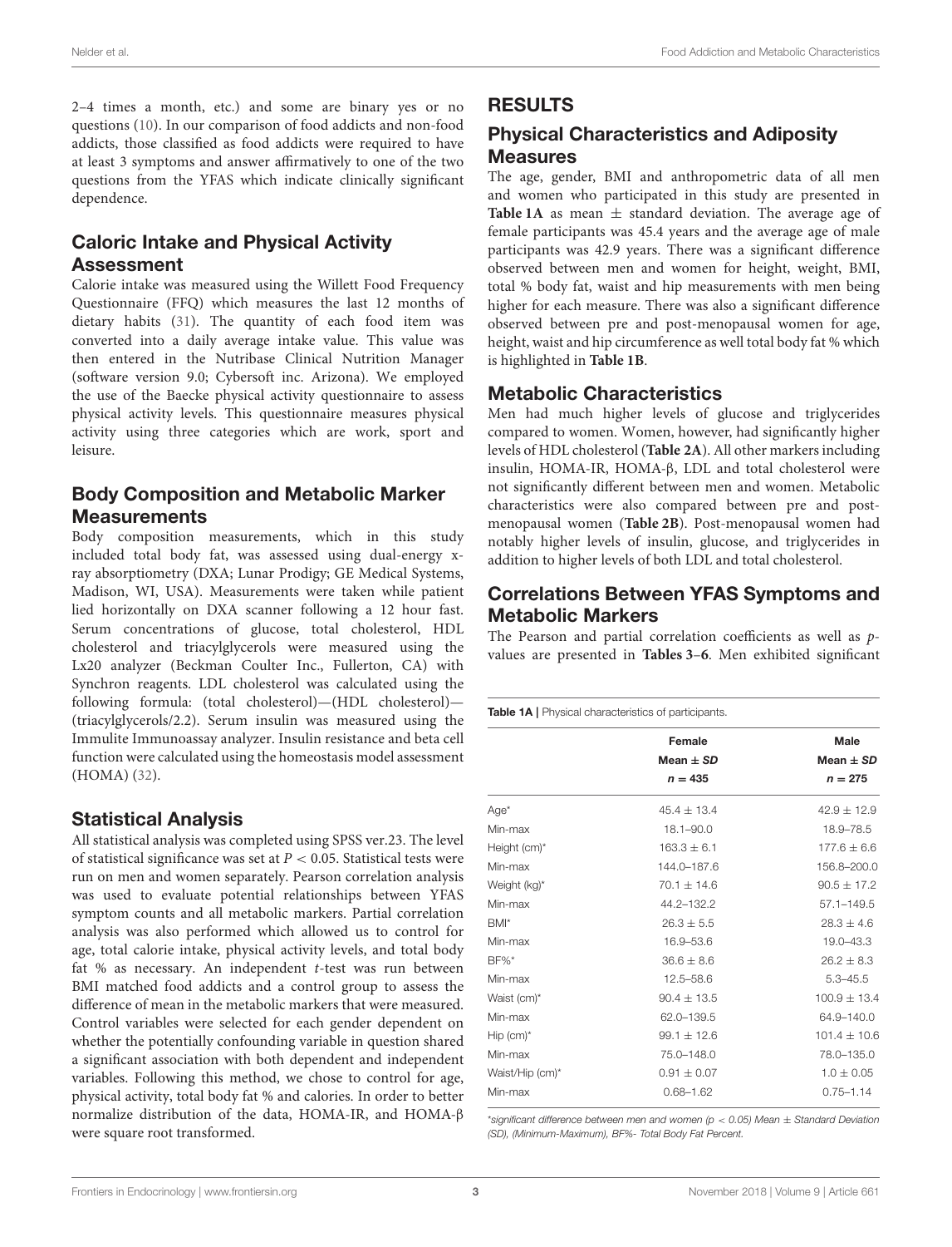2–4 times a month, etc.) and some are binary yes or no questions (10). In our comparison of food addicts and non-food addicts, those classified as food addicts were required to have at least 3 symptoms and answer affirmatively to one of the two questions from the YFAS which indicate clinically significant dependence.

## Caloric Intake and Physical Activity Assessment

Calorie intake was measured using the Willett Food Frequency Questionnaire (FFQ) which measures the last 12 months of dietary habits (31). The quantity of each food item was converted into a daily average intake value. This value was then entered in the Nutribase Clinical Nutrition Manager (software version 9.0; Cybersoft inc. Arizona). We employed the use of the Baecke physical activity questionnaire to assess physical activity levels. This questionnaire measures physical activity using three categories which are work, sport and leisure.

## Body Composition and Metabolic Marker Measurements

Body composition measurements, which in this study included total body fat, was assessed using dual-energy x-ray absorptiometry (DXA; Lunar Prodigy; GE Medical Systems, Madison, WI, USA). Measurements were taken while patient lied horizontally on DXA scanner following a 12 hour fast. Serum concentrations of glucose, total cholesterol, HDL cholesterol and triacylglycerols were measured using the Lx20 analyzer (Beckman Coulter Inc., Fullerton, CA) with Synchron reagents. LDL cholesterol was calculated using the following formula: (total cholesterol)—(HDL cholesterol)—(triacylglycerols/2.2). Serum insulin was measured using the Immulite Immunoassay analyzer. Insulin resistance and beta cell function were calculated using the homeostasis model assessment (HOMA) (32).

## Statistical Analysis

All statistical analysis was completed using SPSS ver.23. The level of statistical significance was set at $P < 0.05$. Statistical tests were run on men and women separately. Pearson correlation analysis was used to evaluate potential relationships between YFAS symptom counts and all metabolic markers. Partial correlation analysis was also performed which allowed us to control for age, total calorie intake, physical activity levels, and total body fat % as necessary. An independent $t$-test was run between BMI matched food addicts and a control group to assess the difference of mean in the metabolic markers that were measured. Control variables were selected for each gender dependent on whether the potentially confounding variable in question shared a significant association with both dependent and independent variables. Following this method, we chose to control for age, physical activity, total body fat % and calories. In order to better normalize distribution of the data, HOMA-IR, and HOMA-β were square root transformed.

# RESULTS

## Physical Characteristics and Adiposity Measures

The age, gender, BMI and anthropometric data of all men and women who participated in this study are presented in **Table 1A** as mean ± standard deviation. The average age of female participants was 45.4 years and the average age of male participants was 42.9 years. There was a significant difference observed between men and women for height, weight, BMI, total % body fat, waist and hip measurements with men being higher for each measure. There was also a significant difference observed between pre and post-menopausal women for age, height, waist and hip circumference as well total body fat % which is highlighted in **Table 1B**.

## Metabolic Characteristics

Men had much higher levels of glucose and triglycerides compared to women. Women, however, had significantly higher levels of HDL cholesterol (**Table 2A**). All other markers including insulin, HOMA-IR, HOMA-β, LDL and total cholesterol were not significantly different between men and women. Metabolic characteristics were also compared between pre and post-menopausal women (**Table 2B**). Post-menopausal women had notably higher levels of insulin, glucose, and triglycerides in addition to higher levels of both LDL and total cholesterol.

## Correlations Between YFAS Symptoms and Metabolic Markers

The Pearson and partial correlation coefficients as well as $p$-values are presented in **Tables 3–6**. Men exhibited significant

**Table 1A** | Physical characteristics of participants.

| | Female Mean ± *SD* $n = 435$ | Male Mean ± *SD* $n = 275$ |
|---|---|---|
| Age* | 45.4 ± 13.4 | 42.9 ± 12.9 |
| Min-max | 18.1–90.0 | 18.9–78.5 |
| Height (cm)* | 163.3 ± 6.1 | 177.6 ± 6.6 |
| Min-max | 144.0–187.6 | 156.8–200.0 |
| Weight (kg)* | 70.1 ± 14.6 | 90.5 ± 17.2 |
| Min-max | 44.2–132.2 | 57.1–149.5 |
| BMI* | 26.3 ± 5.5 | 28.3 ± 4.6 |
| Min-max | 16.9–53.6 | 19.0–43.3 |
| BF%* | 36.6 ± 8.6 | 26.2 ± 8.3 |
| Min-max | 12.5–58.6 | 5.3–45.5 |
| Waist (cm)* | 90.4 ± 13.5 | 100.9 ± 13.4 |
| Min-max | 62.0–139.5 | 64.9–140.0 |
| Hip (cm)* | 99.1 ± 12.6 | 101.4 ± 10.6 |
| Min-max | 75.0–148.0 | 78.0–135.0 |
| Waist/Hip (cm)* | 0.91 ± 0.07 | 1.0 ± 0.05 |
| Min-max | 0.68–1.62 | 0.75–1.14 |

*significant difference between men and women ($p < 0.05$) Mean ± Standard Deviation (SD), (Minimum-Maximum), BF%- Total Body Fat Percent.*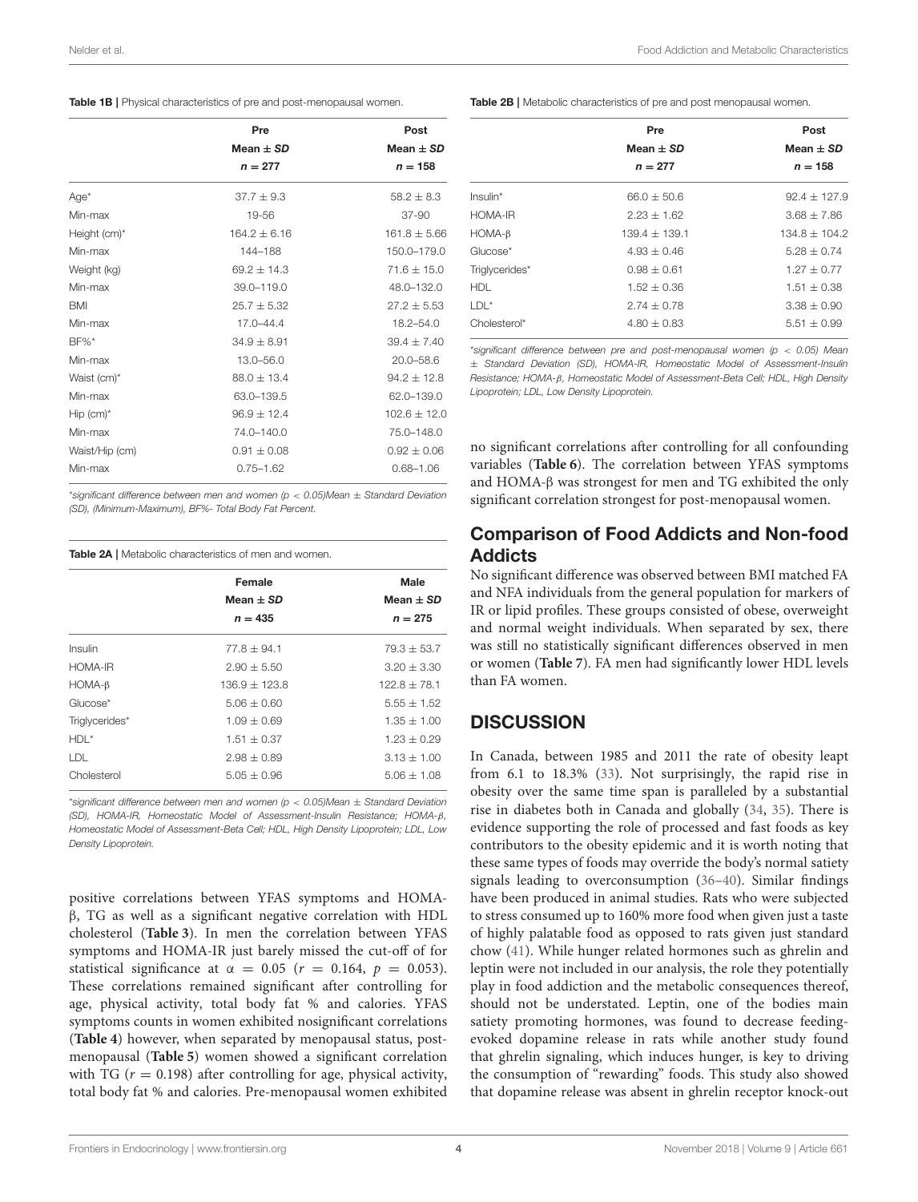**Table 1B |** Physical characteristics of pre and post-menopausal women.

| | Pre Mean ± *SD* $n = 277$ | Post Mean ± *SD* $n = 158$ |
|---|---|---|
| Age* | 37.7 ± 9.3 | 58.2 ± 8.3 |
| Min-max | 19-56 | 37-90 |
| Height (cm)* | 164.2 ± 6.16 | 161.8 ± 5.66 |
| Min-max | 144–188 | 150.0–179.0 |
| Weight (kg) | 69.2 ± 14.3 | 71.6 ± 15.0 |
| Min-max | 39.0–119.0 | 48.0–132.0 |
| BMI | 25.7 ± 5.32 | 27.2 ± 5.53 |
| Min-max | 17.0–44.4 | 18.2–54.0 |
| BF%* | 34.9 ± 8.91 | 39.4 ± 7.40 |
| Min-max | 13.0–56.0 | 20.0–58.6 |
| Waist (cm)* | 88.0 ± 13.4 | 94.2 ± 12.8 |
| Min-max | 63.0–139.5 | 62.0–139.0 |
| Hip (cm)* | 96.9 ± 12.4 | 102.6 ± 12.0 |
| Min-max | 74.0–140.0 | 75.0–148.0 |
| Waist/Hip (cm) | 0.91 ± 0.08 | 0.92 ± 0.06 |
| Min-max | 0.75–1.62 | 0.68–1.06 |

*significant difference between men and women ($p < 0.05$)Mean ± Standard Deviation (SD), (Minimum-Maximum), BF%- Total Body Fat Percent.*

**Table 2A |** Metabolic characteristics of men and women.

| | Female Mean ± *SD* $n = 435$ | Male Mean ± *SD* $n = 275$ |
|---|---|---|
| Insulin | 77.8 ± 94.1 | 79.3 ± 53.7 |
| HOMA-IR | 2.90 ± 5.50 | 3.20 ± 3.30 |
| HOMA-β | 136.9 ± 123.8 | 122.8 ± 78.1 |
| Glucose* | 5.06 ± 0.60 | 5.55 ± 1.52 |
| Triglycerides* | 1.09 ± 0.69 | 1.35 ± 1.00 |
| HDL* | 1.51 ± 0.37 | 1.23 ± 0.29 |
| LDL | 2.98 ± 0.89 | 3.13 ± 1.00 |
| Cholesterol | 5.05 ± 0.96 | 5.06 ± 1.08 |

*significant difference between men and women ($p < 0.05$)Mean ± Standard Deviation (SD), HOMA-IR, Homeostatic Model of Assessment-Insulin Resistance; HOMA-β, Homeostatic Model of Assessment-Beta Cell; HDL, High Density Lipoprotein; LDL, Low Density Lipoprotein.*

positive correlations between YFAS symptoms and HOMA-β, TG as well as a significant negative correlation with HDL cholesterol (**Table 3**). In men the correlation between YFAS symptoms and HOMA-IR just barely missed the cut-off of for statistical significance at $\alpha = 0.05$ ($r = 0.164$, $p = 0.053$). These correlations remained significant after controlling for age, physical activity, total body fat % and calories. YFAS symptoms counts in women exhibited nosignificant correlations (**Table 4**) however, when separated by menopausal status, post-menopausal (**Table 5**) women showed a significant correlation with TG ($r = 0.198$) after controlling for age, physical activity, total body fat % and calories. Pre-menopausal women exhibited no significant correlations after controlling for all confounding variables (**Table 6**). The correlation between YFAS symptoms and HOMA-β was strongest for men and TG exhibited the only significant correlation strongest for post-menopausal women.

**Table 2B |** Metabolic characteristics of pre and post menopausal women.

| | Pre Mean ± *SD* $n = 277$ | Post Mean ± *SD* $n = 158$ |
|---|---|---|
| Insulin* | 66.0 ± 50.6 | 92.4 ± 127.9 |
| HOMA-IR | 2.23 ± 1.62 | 3.68 ± 7.86 |
| HOMA-β | 139.4 ± 139.1 | 134.8 ± 104.2 |
| Glucose* | 4.93 ± 0.46 | 5.28 ± 0.74 |
| Triglycerides* | 0.98 ± 0.61 | 1.27 ± 0.77 |
| HDL | 1.52 ± 0.36 | 1.51 ± 0.38 |
| LDL* | 2.74 ± 0.78 | 3.38 ± 0.90 |
| Cholesterol* | 4.80 ± 0.83 | 5.51 ± 0.99 |

*significant difference between pre and post-menopausal women ($p < 0.05$) Mean ± Standard Deviation (SD), HOMA-IR, Homeostatic Model of Assessment-Insulin Resistance; HOMA-β, Homeostatic Model of Assessment-Beta Cell; HDL, High Density Lipoprotein; LDL, Low Density Lipoprotein.*

## Comparison of Food Addicts and Non-food Addicts

No significant difference was observed between BMI matched FA and NFA individuals from the general population for markers of IR or lipid profiles. These groups consisted of obese, overweight and normal weight individuals. When separated by sex, there was still no statistically significant differences observed in men or women (**Table 7**). FA men had significantly lower HDL levels than FA women.

# DISCUSSION

In Canada, between 1985 and 2011 the rate of obesity leapt from 6.1 to 18.3% (33). Not surprisingly, the rapid rise in obesity over the same time span is paralleled by a substantial rise in diabetes both in Canada and globally (34, 35). There is evidence supporting the role of processed and fast foods as key contributors to the obesity epidemic and it is worth noting that these same types of foods may override the body's normal satiety signals leading to overconsumption (36–40). Similar findings have been produced in animal studies. Rats who were subjected to stress consumed up to 160% more food when given just a taste of highly palatable food as opposed to rats given just standard chow (41). While hunger related hormones such as ghrelin and leptin were not included in our analysis, the role they potentially play in food addiction and the metabolic consequences thereof, should not be understated. Leptin, one of the bodies main satiety promoting hormones, was found to decrease feeding-evoked dopamine release in rats while another study found that ghrelin signaling, which induces hunger, is key to driving the consumption of "rewarding" foods. This study also showed that dopamine release was absent in ghrelin receptor knock-out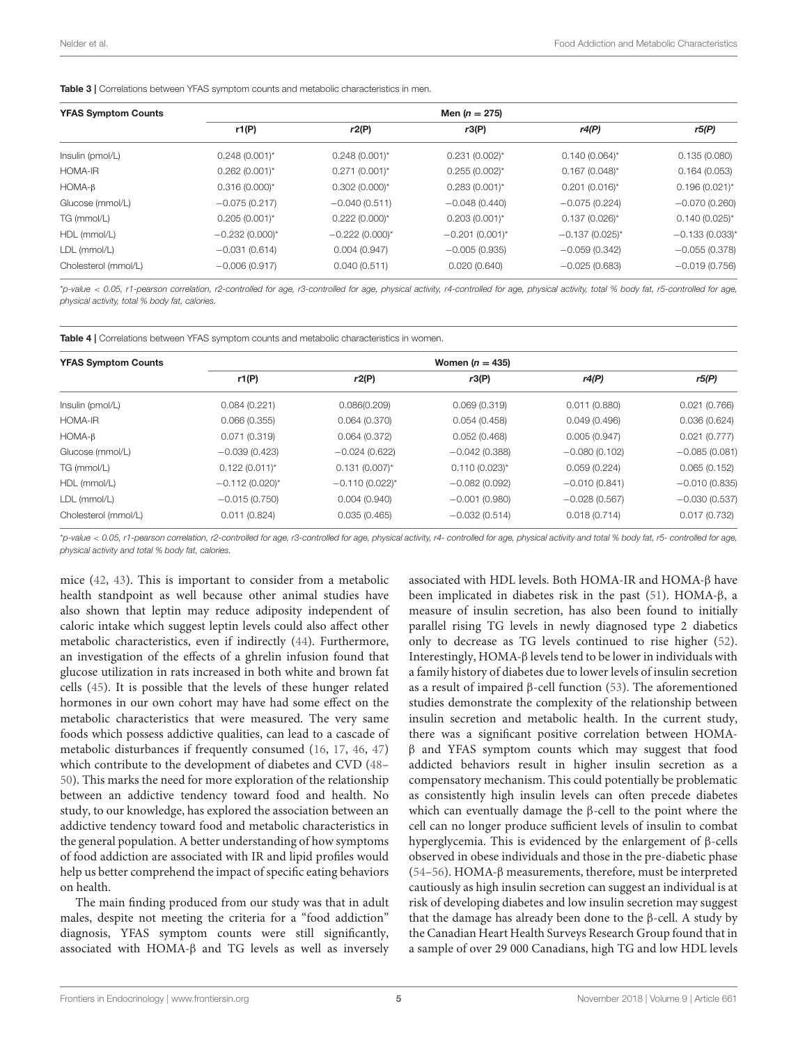**Table 3** | Correlations between YFAS symptom counts and metabolic characteristics in men.

| YFAS Symptom Counts | Men ($n = 275$) | | | | |
|---|---|---|---|---|---|
| | r1(P) | *r2*(P) | *r3*(P) | *r4(P)* | *r5(P)* |
| Insulin (pmol/L) | 0.248 (0.001)* | 0.248 (0.001)* | 0.231 (0.002)* | 0.140 (0.064)* | 0.135 (0.080) |
| HOMA-IR | 0.262 (0.001)* | 0.271 (0.001)* | 0.255 (0.002)* | 0.167 (0.048)* | 0.164 (0.053) |
| HOMA-β | 0.316 (0.000)* | 0.302 (0.000)* | 0.283 (0.001)* | 0.201 (0.016)* | 0.196 (0.021)* |
| Glucose (mmol/L) | −0.075 (0.217) | −0.040 (0.511) | −0.048 (0.440) | −0.075 (0.224) | −0.070 (0.260) |
| TG (mmol/L) | 0.205 (0.001)* | 0.222 (0.000)* | 0.203 (0.001)* | 0.137 (0.026)* | 0.140 (0.025)* |
| HDL (mmol/L) | −0.232 (0.000)* | −0.222 (0.000)* | −0.201 (0.001)* | −0.137 (0.025)* | −0.133 (0.033)* |
| LDL (mmol/L) | −0.031 (0.614) | 0.004 (0.947) | −0.005 (0.935) | −0.059 (0.342) | −0.055 (0.378) |
| Cholesterol (mmol/L) | −0.006 (0.917) | 0.040 (0.511) | 0.020 (0.640) | −0.025 (0.683) | −0.019 (0.756) |

*\*p-value < 0.05, r1-pearson correlation, r2-controlled for age, r3-controlled for age, physical activity, r4-controlled for age, physical activity, total % body fat, r5-controlled for age, physical activity, total % body fat, calories.*

**Table 4** | Correlations between YFAS symptom counts and metabolic characteristics in women.

| YFAS Symptom Counts | Women ($n = 435$) | | | | |
|---|---|---|---|---|---|
| | r1(P) | *r2*(P) | *r3*(P) | *r4(P)* | *r5(P)* |
| Insulin (pmol/L) | 0.084 (0.221) | 0.086(0.209) | 0.069 (0.319) | 0.011 (0.880) | 0.021 (0.766) |
| HOMA-IR | 0.066 (0.355) | 0.064 (0.370) | 0.054 (0.458) | 0.049 (0.496) | 0.036 (0.624) |
| HOMA-β | 0.071 (0.319) | 0.064 (0.372) | 0.052 (0.468) | 0.005 (0.947) | 0.021 (0.777) |
| Glucose (mmol/L) | −0.039 (0.423) | −0.024 (0.622) | −0.042 (0.388) | −0.080 (0.102) | −0.085 (0.081) |
| TG (mmol/L) | 0.122 (0.011)* | 0.131 (0.007)* | 0.110 (0.023)* | 0.059 (0.224) | 0.065 (0.152) |
| HDL (mmol/L) | −0.112 (0.020)* | −0.110 (0.022)* | −0.082 (0.092) | −0.010 (0.841) | −0.010 (0.835) |
| LDL (mmol/L) | −0.015 (0.750) | 0.004 (0.940) | −0.001 (0.980) | −0.028 (0.567) | −0.030 (0.537) |
| Cholesterol (mmol/L) | 0.011 (0.824) | 0.035 (0.465) | −0.032 (0.514) | 0.018 (0.714) | 0.017 (0.732) |

*\*p-value < 0.05, r1-pearson correlation, r2-controlled for age, r3-controlled for age, physical activity, r4- controlled for age, physical activity and total % body fat, r5- controlled for age, physical activity and total % body fat, calories.*

mice (42, 43). This is important to consider from a metabolic health standpoint as well because other animal studies have also shown that leptin may reduce adiposity independent of caloric intake which suggest leptin levels could also affect other metabolic characteristics, even if indirectly (44). Furthermore, an investigation of the effects of a ghrelin infusion found that glucose utilization in rats increased in both white and brown fat cells (45). It is possible that the levels of these hunger related hormones in our own cohort may have had some effect on the metabolic characteristics that were measured. The very same foods which possess addictive qualities, can lead to a cascade of metabolic disturbances if frequently consumed (16, 17, 46, 47) which contribute to the development of diabetes and CVD (48–50). This marks the need for more exploration of the relationship between an addictive tendency toward food and health. No study, to our knowledge, has explored the association between an addictive tendency toward food and metabolic characteristics in the general population. A better understanding of how symptoms of food addiction are associated with IR and lipid profiles would help us better comprehend the impact of specific eating behaviors on health.

The main finding produced from our study was that in adult males, despite not meeting the criteria for a "food addiction" diagnosis, YFAS symptom counts were still significantly, associated with HOMA-β and TG levels as well as inversely associated with HDL levels. Both HOMA-IR and HOMA-β have been implicated in diabetes risk in the past (51). HOMA-β, a measure of insulin secretion, has also been found to initially parallel rising TG levels in newly diagnosed type 2 diabetics only to decrease as TG levels continued to rise higher (52). Interestingly, HOMA-β levels tend to be lower in individuals with a family history of diabetes due to lower levels of insulin secretion as a result of impaired β-cell function (53). The aforementioned studies demonstrate the complexity of the relationship between insulin secretion and metabolic health. In the current study, there was a significant positive correlation between HOMA-β and YFAS symptom counts which may suggest that food addicted behaviors result in higher insulin secretion as a compensatory mechanism. This could potentially be problematic as consistently high insulin levels can often precede diabetes which can eventually damage the β-cell to the point where the cell can no longer produce sufficient levels of insulin to combat hyperglycemia. This is evidenced by the enlargement of β-cells observed in obese individuals and those in the pre-diabetic phase (54–56). HOMA-β measurements, therefore, must be interpreted cautiously as high insulin secretion can suggest an individual is at risk of developing diabetes and low insulin secretion may suggest that the damage has already been done to the β-cell. A study by the Canadian Heart Health Surveys Research Group found that in a sample of over 29 000 Canadians, high TG and low HDL levels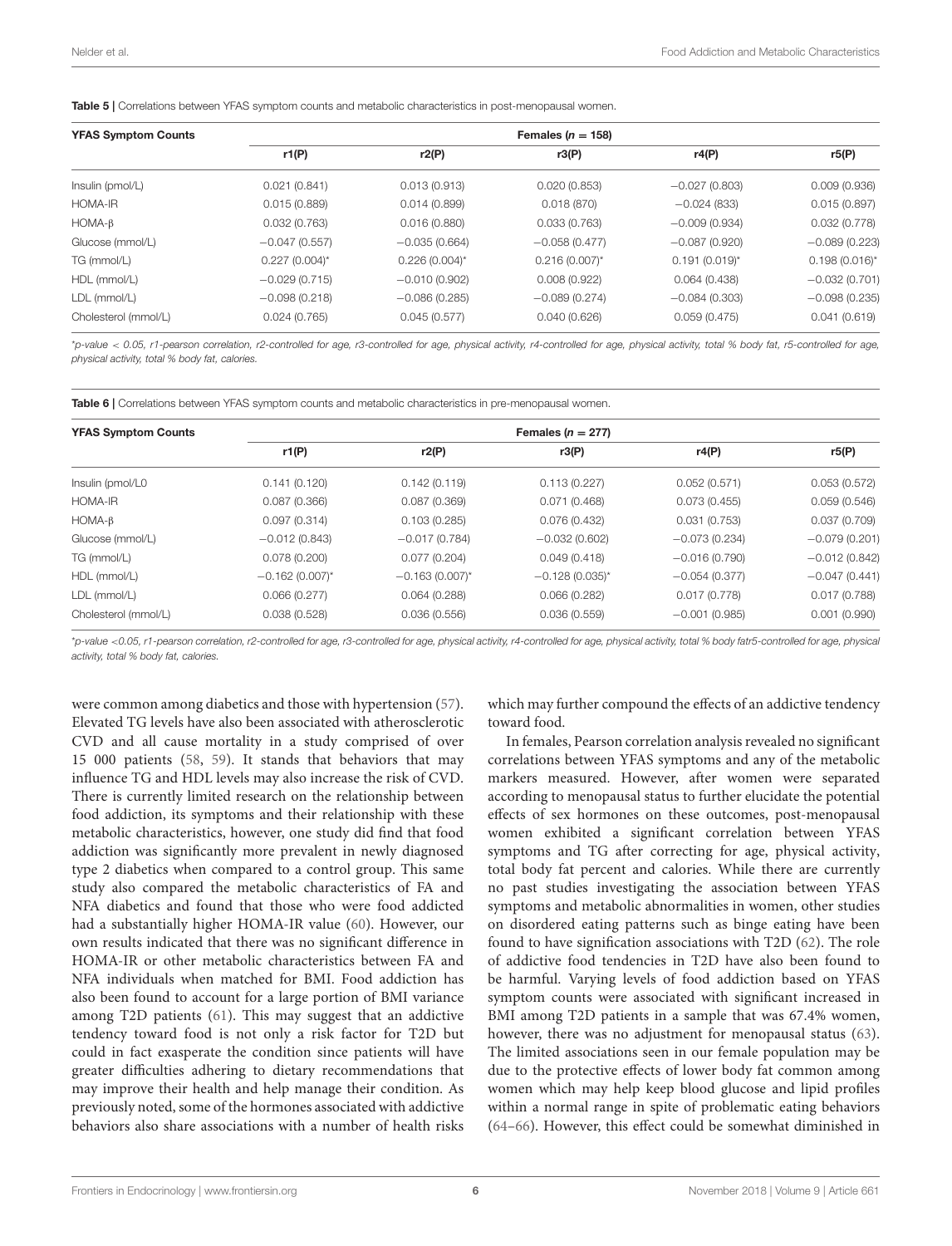**Table 5** | Correlations between YFAS symptom counts and metabolic characteristics in post-menopausal women.

| YFAS Symptom Counts | Females (n = 158) | | | | |
|---|---|---|---|---|---|
| | r1(P) | r2(P) | r3(P) | r4(P) | r5(P) |
| Insulin (pmol/L) | 0.021 (0.841) | 0.013 (0.913) | 0.020 (0.853) | −0.027 (0.803) | 0.009 (0.936) |
| HOMA-IR | 0.015 (0.889) | 0.014 (0.899) | 0.018 (870) | −0.024 (833) | 0.015 (0.897) |
| HOMA-β | 0.032 (0.763) | 0.016 (0.880) | 0.033 (0.763) | −0.009 (0.934) | 0.032 (0.778) |
| Glucose (mmol/L) | −0.047 (0.557) | −0.035 (0.664) | −0.058 (0.477) | −0.087 (0.920) | −0.089 (0.223) |
| TG (mmol/L) | 0.227 (0.004)* | 0.226 (0.004)* | 0.216 (0.007)* | 0.191 (0.019)* | 0.198 (0.016)* |
| HDL (mmol/L) | −0.029 (0.715) | −0.010 (0.902) | 0.008 (0.922) | 0.064 (0.438) | −0.032 (0.701) |
| LDL (mmol/L) | −0.098 (0.218) | −0.086 (0.285) | −0.089 (0.274) | −0.084 (0.303) | −0.098 (0.235) |
| Cholesterol (mmol/L) | 0.024 (0.765) | 0.045 (0.577) | 0.040 (0.626) | 0.059 (0.475) | 0.041 (0.619) |

*\*p-value < 0.05, r1-pearson correlation, r2-controlled for age, r3-controlled for age, physical activity, r4-controlled for age, physical activity, total % body fat, r5-controlled for age, physical activity, total % body fat, calories.*

**Table 6** | Correlations between YFAS symptom counts and metabolic characteristics in pre-menopausal women.

| YFAS Symptom Counts | Females (n = 277) | | | | |
|---|---|---|---|---|---|
| | r1(P) | r2(P) | r3(P) | r4(P) | r5(P) |
| Insulin (pmol/L0 | 0.141 (0.120) | 0.142 (0.119) | 0.113 (0.227) | 0.052 (0.571) | 0.053 (0.572) |
| HOMA-IR | 0.087 (0.366) | 0.087 (0.369) | 0.071 (0.468) | 0.073 (0.455) | 0.059 (0.546) |
| HOMA-β | 0.097 (0.314) | 0.103 (0.285) | 0.076 (0.432) | 0.031 (0.753) | 0.037 (0.709) |
| Glucose (mmol/L) | −0.012 (0.843) | −0.017 (0.784) | −0.032 (0.602) | −0.073 (0.234) | −0.079 (0.201) |
| TG (mmol/L) | 0.078 (0.200) | 0.077 (0.204) | 0.049 (0.418) | −0.016 (0.790) | −0.012 (0.842) |
| HDL (mmol/L) | −0.162 (0.007)* | −0.163 (0.007)* | −0.128 (0.035)* | −0.054 (0.377) | −0.047 (0.441) |
| LDL (mmol/L) | 0.066 (0.277) | 0.064 (0.288) | 0.066 (0.282) | 0.017 (0.778) | 0.017 (0.788) |
| Cholesterol (mmol/L) | 0.038 (0.528) | 0.036 (0.556) | 0.036 (0.559) | −0.001 (0.985) | 0.001 (0.990) |

*\*p-value <0.05, r1-pearson correlation, r2-controlled for age, r3-controlled for age, physical activity, r4-controlled for age, physical activity, total % body fatr5-controlled for age, physical activity, total % body fat, calories.*

were common among diabetics and those with hypertension (57). Elevated TG levels have also been associated with atherosclerotic CVD and all cause mortality in a study comprised of over 15 000 patients (58, 59). It stands that behaviors that may influence TG and HDL levels may also increase the risk of CVD. There is currently limited research on the relationship between food addiction, its symptoms and their relationship with these metabolic characteristics, however, one study did find that food addiction was significantly more prevalent in newly diagnosed type 2 diabetics when compared to a control group. This same study also compared the metabolic characteristics of FA and NFA diabetics and found that those who were food addicted had a substantially higher HOMA-IR value (60). However, our own results indicated that there was no significant difference in HOMA-IR or other metabolic characteristics between FA and NFA individuals when matched for BMI. Food addiction has also been found to account for a large portion of BMI variance among T2D patients (61). This may suggest that an addictive tendency toward food is not only a risk factor for T2D but could in fact exasperate the condition since patients will have greater difficulties adhering to dietary recommendations that may improve their health and help manage their condition. As previously noted, some of the hormones associated with addictive behaviors also share associations with a number of health risks which may further compound the effects of an addictive tendency toward food.

In females, Pearson correlation analysis revealed no significant correlations between YFAS symptoms and any of the metabolic markers measured. However, after women were separated according to menopausal status to further elucidate the potential effects of sex hormones on these outcomes, post-menopausal women exhibited a significant correlation between YFAS symptoms and TG after correcting for age, physical activity, total body fat percent and calories. While there are currently no past studies investigating the association between YFAS symptoms and metabolic abnormalities in women, other studies on disordered eating patterns such as binge eating have been found to have signification associations with T2D (62). The role of addictive food tendencies in T2D have also been found to be harmful. Varying levels of food addiction based on YFAS symptom counts were associated with significant increased in BMI among T2D patients in a sample that was 67.4% women, however, there was no adjustment for menopausal status (63). The limited associations seen in our female population may be due to the protective effects of lower body fat common among women which may help keep blood glucose and lipid profiles within a normal range in spite of problematic eating behaviors (64–66). However, this effect could be somewhat diminished in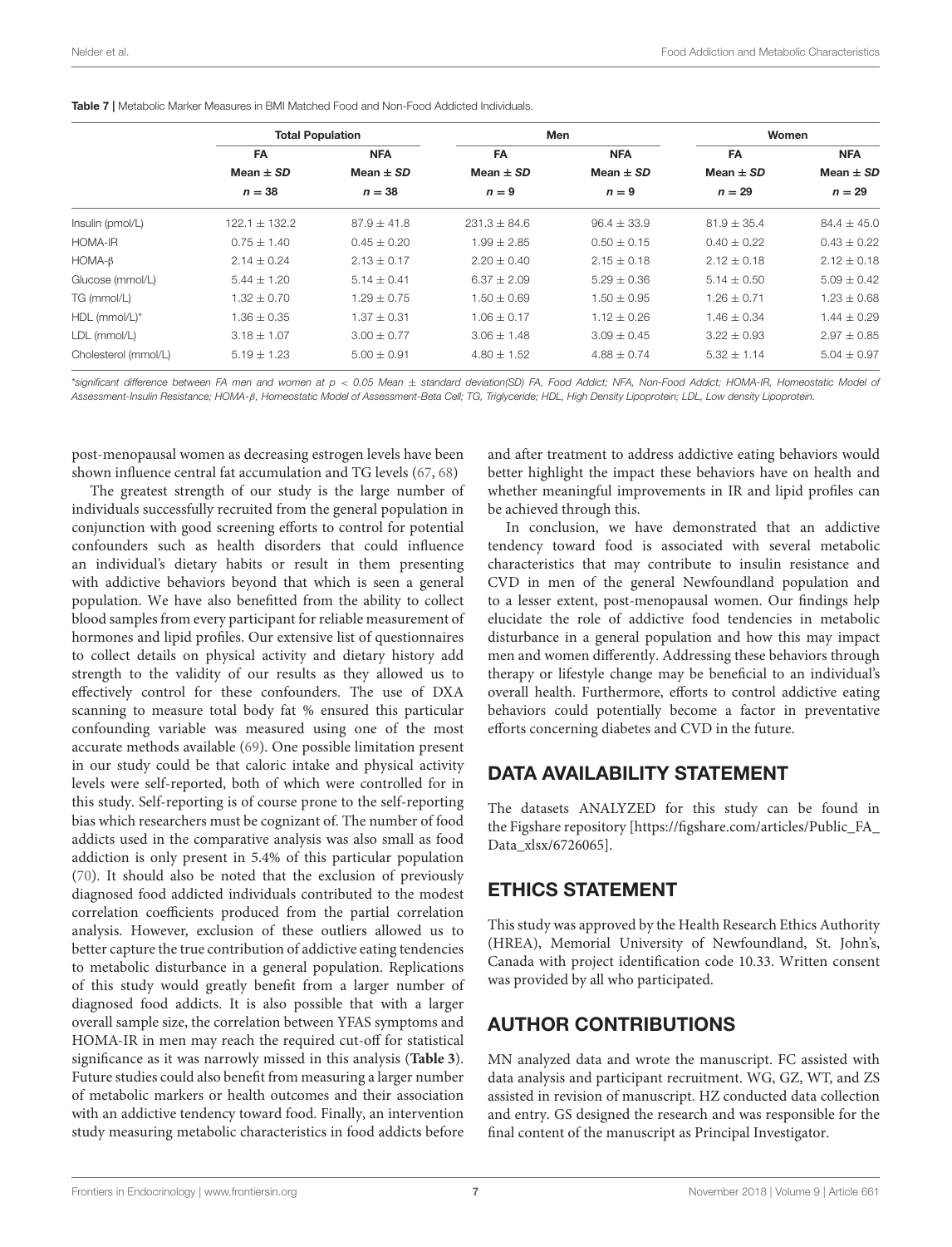**Table 7** | Metabolic Marker Measures in BMI Matched Food and Non-Food Addicted Individuals.

| | Total Population | | Men | | Women | |
|---|---|---|---|---|---|---|
| | FA Mean ± *SD* $n = 38$ | NFA Mean ± *SD* $n = 38$ | FA Mean ± *SD* $n = 9$ | NFA Mean ± *SD* $n = 9$ | FA Mean ± *SD* $n = 29$ | NFA Mean ± *SD* $n = 29$ |
| Insulin (pmol/L) | 122.1 ± 132.2 | 87.9 ± 41.8 | 231.3 ± 84.6 | 96.4 ± 33.9 | 81.9 ± 35.4 | 84.4 ± 45.0 |
| HOMA-IR | 0.75 ± 1.40 | 0.45 ± 0.20 | 1.99 ± 2.85 | 0.50 ± 0.15 | 0.40 ± 0.22 | 0.43 ± 0.22 |
| HOMA-β | 2.14 ± 0.24 | 2.13 ± 0.17 | 2.20 ± 0.40 | 2.15 ± 0.18 | 2.12 ± 0.18 | 2.12 ± 0.18 |
| Glucose (mmol/L) | 5.44 ± 1.20 | 5.14 ± 0.41 | 6.37 ± 2.09 | 5.29 ± 0.36 | 5.14 ± 0.50 | 5.09 ± 0.42 |
| TG (mmol/L) | 1.32 ± 0.70 | 1.29 ± 0.75 | 1.50 ± 0.69 | 1.50 ± 0.95 | 1.26 ± 0.71 | 1.23 ± 0.68 |
| HDL (mmol/L)* | 1.36 ± 0.35 | 1.37 ± 0.31 | 1.06 ± 0.17 | 1.12 ± 0.26 | 1.46 ± 0.34 | 1.44 ± 0.29 |
| LDL (mmol/L) | 3.18 ± 1.07 | 3.00 ± 0.77 | 3.06 ± 1.48 | 3.09 ± 0.45 | 3.22 ± 0.93 | 2.97 ± 0.85 |
| Cholesterol (mmol/L) | 5.19 ± 1.23 | 5.00 ± 0.91 | 4.80 ± 1.52 | 4.88 ± 0.74 | 5.32 ± 1.14 | 5.04 ± 0.97 |

*\*significant difference between FA men and women at $p < 0.05$ Mean ± standard deviation(SD) FA, Food Addict; NFA, Non-Food Addict; HOMA-IR, Homeostatic Model of Assessment-Insulin Resistance; HOMA-β, Homeostatic Model of Assessment-Beta Cell; TG, Triglyceride; HDL, High Density Lipoprotein; LDL, Low density Lipoprotein.*

post-menopausal women as decreasing estrogen levels have been shown influence central fat accumulation and TG levels (67, 68)

The greatest strength of our study is the large number of individuals successfully recruited from the general population in conjunction with good screening efforts to control for potential confounders such as health disorders that could influence an individual's dietary habits or result in them presenting with addictive behaviors beyond that which is seen a general population. We have also benefitted from the ability to collect blood samples from every participant for reliable measurement of hormones and lipid profiles. Our extensive list of questionnaires to collect details on physical activity and dietary history add strength to the validity of our results as they allowed us to effectively control for these confounders. The use of DXA scanning to measure total body fat % ensured this particular confounding variable was measured using one of the most accurate methods available (69). One possible limitation present in our study could be that caloric intake and physical activity levels were self-reported, both of which were controlled for in this study. Self-reporting is of course prone to the self-reporting bias which researchers must be cognizant of. The number of food addicts used in the comparative analysis was also small as food addiction is only present in 5.4% of this particular population (70). It should also be noted that the exclusion of previously diagnosed food addicted individuals contributed to the modest correlation coefficients produced from the partial correlation analysis. However, exclusion of these outliers allowed us to better capture the true contribution of addictive eating tendencies to metabolic disturbance in a general population. Replications of this study would greatly benefit from a larger number of diagnosed food addicts. It is also possible that with a larger overall sample size, the correlation between YFAS symptoms and HOMA-IR in men may reach the required cut-off for statistical significance as it was narrowly missed in this analysis (**Table 3**). Future studies could also benefit from measuring a larger number of metabolic markers or health outcomes and their association with an addictive tendency toward food. Finally, an intervention study measuring metabolic characteristics in food addicts before and after treatment to address addictive eating behaviors would better highlight the impact these behaviors have on health and whether meaningful improvements in IR and lipid profiles can be achieved through this.

In conclusion, we have demonstrated that an addictive tendency toward food is associated with several metabolic characteristics that may contribute to insulin resistance and CVD in men of the general Newfoundland population and to a lesser extent, post-menopausal women. Our findings help elucidate the role of addictive food tendencies in metabolic disturbance in a general population and how this may impact men and women differently. Addressing these behaviors through therapy or lifestyle change may be beneficial to an individual's overall health. Furthermore, efforts to control addictive eating behaviors could potentially become a factor in preventative efforts concerning diabetes and CVD in the future.

## DATA AVAILABILITY STATEMENT

The datasets ANALYZED for this study can be found in the Figshare repository [https://figshare.com/articles/Public_FA_Data_xlsx/6726065].

## ETHICS STATEMENT

This study was approved by the Health Research Ethics Authority (HREA), Memorial University of Newfoundland, St. John's, Canada with project identification code 10.33. Written consent was provided by all who participated.

## AUTHOR CONTRIBUTIONS

MN analyzed data and wrote the manuscript. FC assisted with data analysis and participant recruitment. WG, GZ, WT, and ZS assisted in revision of manuscript. HZ conducted data collection and entry. GS designed the research and was responsible for the final content of the manuscript as Principal Investigator.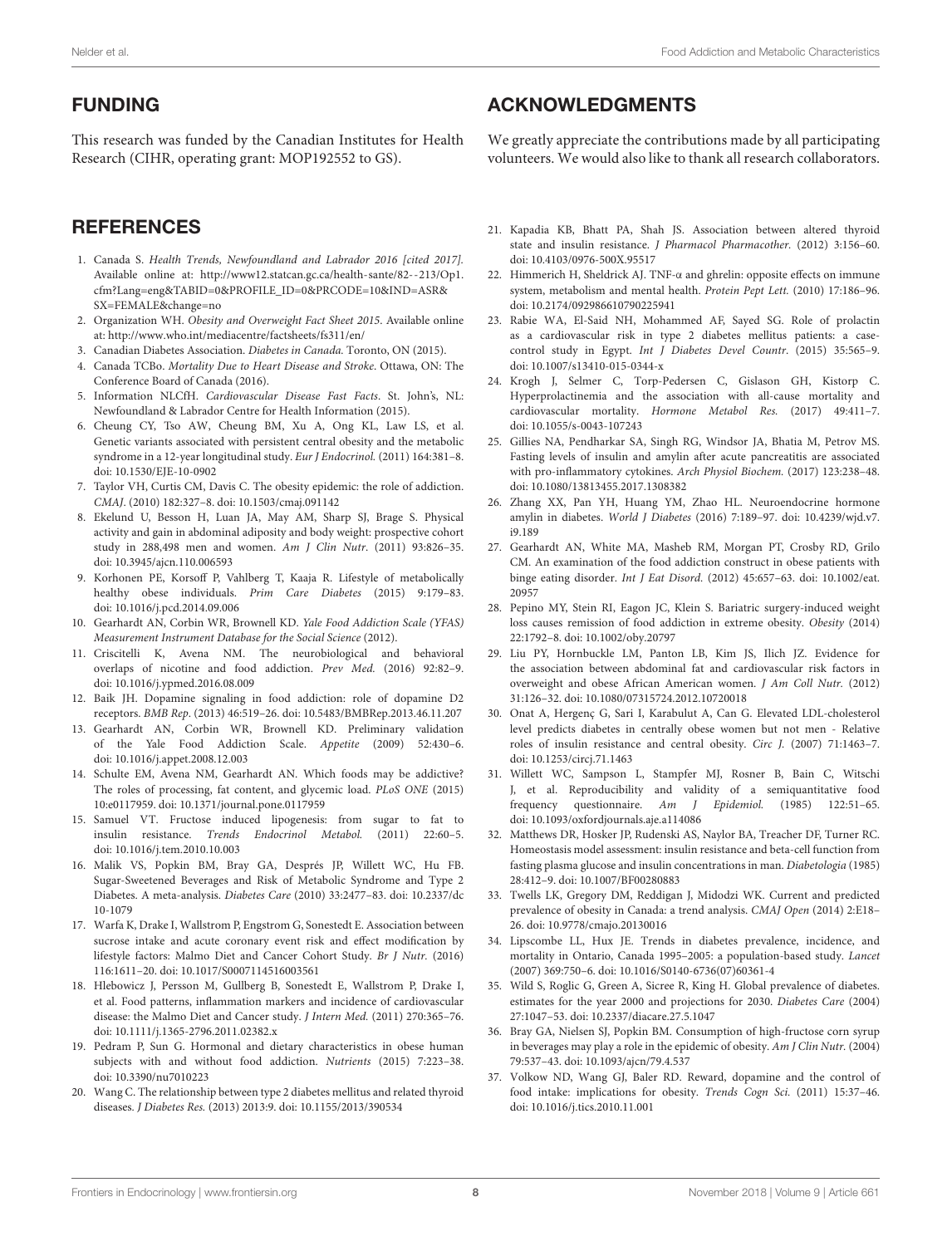## FUNDING

This research was funded by the Canadian Institutes for Health Research (CIHR, operating grant: MOP192552 to GS).

## ACKNOWLEDGMENTS

We greatly appreciate the contributions made by all participating volunteers. We would also like to thank all research collaborators.

## REFERENCES

1. Canada S. *Health Trends, Newfoundland and Labrador 2016 [cited 2017].* Available online at: http://www12.statcan.gc.ca/health-sante/82--213/Op1.cfm?Lang=eng&TABID=0&PROFILE_ID=0&PRCODE=10&IND=ASR&SX=FEMALE&change=no
2. Organization WH. *Obesity and Overweight Fact Sheet 2015*. Available online at: http://www.who.int/mediacentre/factsheets/fs311/en/
3. Canadian Diabetes Association. *Diabetes in Canada*. Toronto, ON (2015).
4. Canada TCBo. *Mortality Due to Heart Disease and Stroke*. Ottawa, ON: The Conference Board of Canada (2016).
5. Information NLCfH. *Cardiovascular Disease Fast Facts*. St. John's, NL: Newfoundland & Labrador Centre for Health Information (2015).
6. Cheung CY, Tso AW, Cheung BM, Xu A, Ong KL, Law LS, et al. Genetic variants associated with persistent central obesity and the metabolic syndrome in a 12-year longitudinal study. *Eur J Endocrinol.* (2011) 164:381–8. doi: 10.1530/EJE-10-0902
7. Taylor VH, Curtis CM, Davis C. The obesity epidemic: the role of addiction. *CMAJ*. (2010) 182:327–8. doi: 10.1503/cmaj.091142
8. Ekelund U, Besson H, Luan JA, May AM, Sharp SJ, Brage S. Physical activity and gain in abdominal adiposity and body weight: prospective cohort study in 288,498 men and women. *Am J Clin Nutr*. (2011) 93:826–35. doi: 10.3945/ajcn.110.006593
9. Korhonen PE, Korsoff P, Vahlberg T, Kaaja R. Lifestyle of metabolically healthy obese individuals. *Prim Care Diabetes* (2015) 9:179–83. doi: 10.1016/j.pcd.2014.09.006
10. Gearhardt AN, Corbin WR, Brownell KD. *Yale Food Addiction Scale (YFAS) Measurement Instrument Database for the Social Science* (2012).
11. Criscitelli K, Avena NM. The neurobiological and behavioral overlaps of nicotine and food addiction. *Prev Med.* (2016) 92:82–9. doi: 10.1016/j.ypmed.2016.08.009
12. Baik JH. Dopamine signaling in food addiction: role of dopamine D2 receptors. *BMB Rep*. (2013) 46:519–26. doi: 10.5483/BMBRep.2013.46.11.207
13. Gearhardt AN, Corbin WR, Brownell KD. Preliminary validation of the Yale Food Addiction Scale. *Appetite* (2009) 52:430–6. doi: 10.1016/j.appet.2008.12.003
14. Schulte EM, Avena NM, Gearhardt AN. Which foods may be addictive? The roles of processing, fat content, and glycemic load. *PLoS ONE* (2015) 10:e0117959. doi: 10.1371/journal.pone.0117959
15. Samuel VT. Fructose induced lipogenesis: from sugar to fat to insulin resistance. *Trends Endocrinol Metabol.* (2011) 22:60–5. doi: 10.1016/j.tem.2010.10.003
16. Malik VS, Popkin BM, Bray GA, Després JP, Willett WC, Hu FB. Sugar-Sweetened Beverages and Risk of Metabolic Syndrome and Type 2 Diabetes. A meta-analysis. *Diabetes Care* (2010) 33:2477–83. doi: 10.2337/dc10-1079
17. Warfa K, Drake I, Wallstrom P, Engstrom G, Sonestedt E. Association between sucrose intake and acute coronary event risk and effect modification by lifestyle factors: Malmo Diet and Cancer Cohort Study. *Br J Nutr.* (2016) 116:1611–20. doi: 10.1017/S0007114516003561
18. Hlebowicz J, Persson M, Gullberg B, Sonestedt E, Wallstrom P, Drake I, et al. Food patterns, inflammation markers and incidence of cardiovascular disease: the Malmo Diet and Cancer study. *J Intern Med.* (2011) 270:365–76. doi: 10.1111/j.1365-2796.2011.02382.x
19. Pedram P, Sun G. Hormonal and dietary characteristics in obese human subjects with and without food addiction. *Nutrients* (2015) 7:223–38. doi: 10.3390/nu7010223
20. Wang C. The relationship between type 2 diabetes mellitus and related thyroid diseases. *J Diabetes Res.* (2013) 2013:9. doi: 10.1155/2013/390534
21. Kapadia KB, Bhatt PA, Shah JS. Association between altered thyroid state and insulin resistance. *J Pharmacol Pharmacother.* (2012) 3:156–60. doi: 10.4103/0976-500X.95517
22. Himmerich H, Sheldrick AJ. TNF-α and ghrelin: opposite effects on immune system, metabolism and mental health. *Protein Pept Lett.* (2010) 17:186–96. doi: 10.2174/092986610790225941
23. Rabie WA, El-Said NH, Mohammed AF, Sayed SG. Role of prolactin as a cardiovascular risk in type 2 diabetes mellitus patients: a case-control study in Egypt. *Int J Diabetes Devel Countr*. (2015) 35:565–9. doi: 10.1007/s13410-015-0344-x
24. Krogh J, Selmer C, Torp-Pedersen C, Gislason GH, Kistorp C. Hyperprolactinemia and the association with all-cause mortality and cardiovascular mortality. *Hormone Metabol Res.* (2017) 49:411–7. doi: 10.1055/s-0043-107243
25. Gillies NA, Pendharkar SA, Singh RG, Windsor JA, Bhatia M, Petrov MS. Fasting levels of insulin and amylin after acute pancreatitis are associated with pro-inflammatory cytokines. *Arch Physiol Biochem.* (2017) 123:238–48. doi: 10.1080/13813455.2017.1308382
26. Zhang XX, Pan YH, Huang YM, Zhao HL. Neuroendocrine hormone amylin in diabetes. *World J Diabetes* (2016) 7:189–97. doi: 10.4239/wjd.v7.i9.189
27. Gearhardt AN, White MA, Masheb RM, Morgan PT, Crosby RD, Grilo CM. An examination of the food addiction construct in obese patients with binge eating disorder. *Int J Eat Disord.* (2012) 45:657–63. doi: 10.1002/eat.20957
28. Pepino MY, Stein RI, Eagon JC, Klein S. Bariatric surgery-induced weight loss causes remission of food addiction in extreme obesity. *Obesity* (2014) 22:1792–8. doi: 10.1002/oby.20797
29. Liu PY, Hornbuckle LM, Panton LB, Kim JS, Ilich JZ. Evidence for the association between abdominal fat and cardiovascular risk factors in overweight and obese African American women. *J Am Coll Nutr.* (2012) 31:126–32. doi: 10.1080/07315724.2012.10720018
30. Onat A, Hergenç G, Sari I, Karabulut A, Can G. Elevated LDL-cholesterol level predicts diabetes in centrally obese women but not men - Relative roles of insulin resistance and central obesity. *Circ J.* (2007) 71:1463–7. doi: 10.1253/circj.71.1463
31. Willett WC, Sampson L, Stampfer MJ, Rosner B, Bain C, Witschi J, et al. Reproducibility and validity of a semiquantitative food frequency questionnaire. *Am J Epidemiol.* (1985) 122:51–65. doi: 10.1093/oxfordjournals.aje.a114086
32. Matthews DR, Hosker JP, Rudenski AS, Naylor BA, Treacher DF, Turner RC. Homeostasis model assessment: insulin resistance and beta-cell function from fasting plasma glucose and insulin concentrations in man. *Diabetologia* (1985) 28:412–9. doi: 10.1007/BF00280883
33. Twells LK, Gregory DM, Reddigan J, Midodzi WK. Current and predicted prevalence of obesity in Canada: a trend analysis. *CMAJ Open* (2014) 2:E18–26. doi: 10.9778/cmajo.20130016
34. Lipscombe LL, Hux JE. Trends in diabetes prevalence, incidence, and mortality in Ontario, Canada 1995–2005: a population-based study. *Lancet* (2007) 369:750–6. doi: 10.1016/S0140-6736(07)60361-4
35. Wild S, Roglic G, Green A, Sicree R, King H. Global prevalence of diabetes. estimates for the year 2000 and projections for 2030. *Diabetes Care* (2004) 27:1047–53. doi: 10.2337/diacare.27.5.1047
36. Bray GA, Nielsen SJ, Popkin BM. Consumption of high-fructose corn syrup in beverages may play a role in the epidemic of obesity. *Am J Clin Nutr.* (2004) 79:537–43. doi: 10.1093/ajcn/79.4.537
37. Volkow ND, Wang GJ, Baler RD. Reward, dopamine and the control of food intake: implications for obesity. *Trends Cogn Sci.* (2011) 15:37–46. doi: 10.1016/j.tics.2010.11.001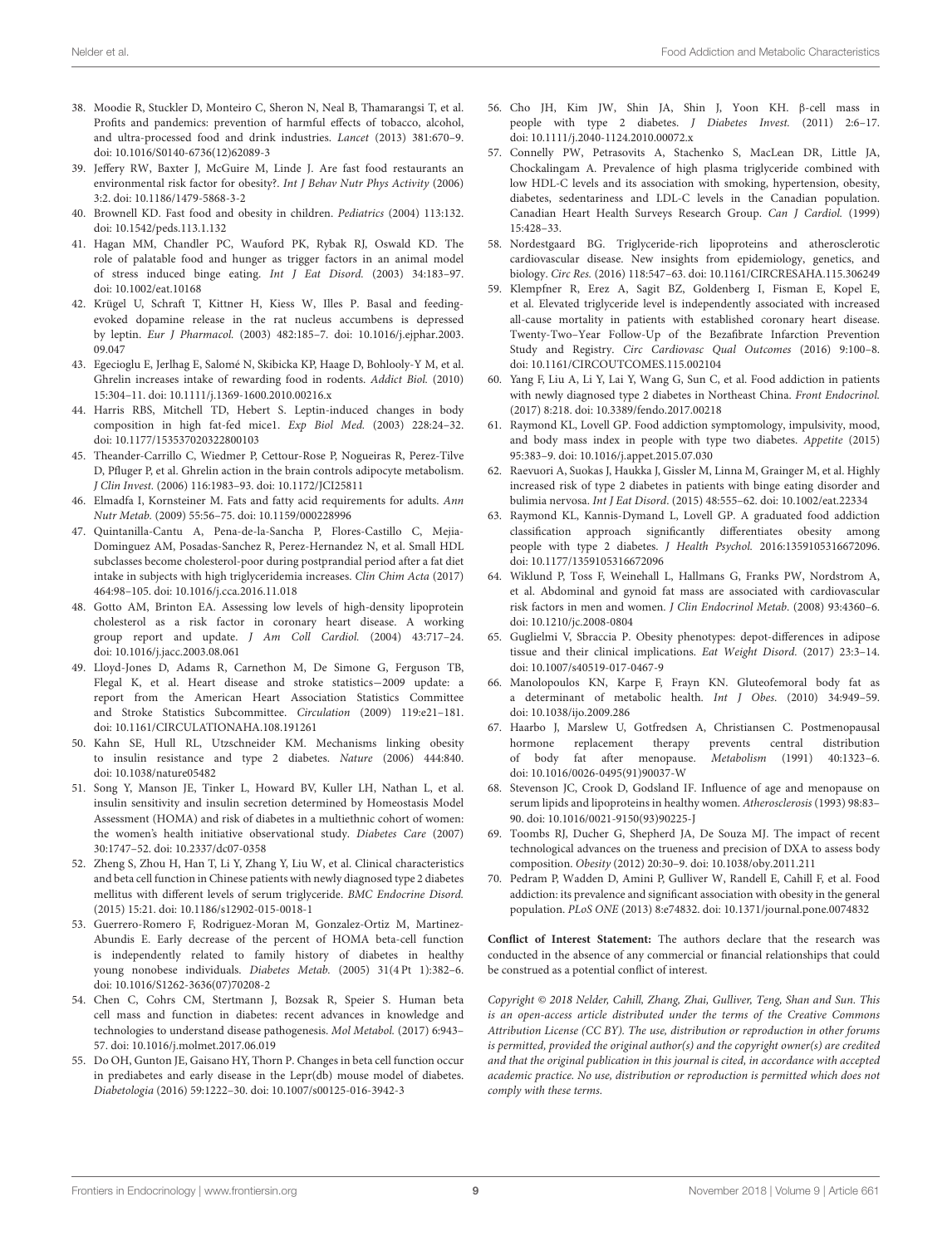38. Moodie R, Stuckler D, Monteiro C, Sheron N, Neal B, Thamarangsi T, et al. Profits and pandemics: prevention of harmful effects of tobacco, alcohol, and ultra-processed food and drink industries. *Lancet* (2013) 381:670–9. doi: 10.1016/S0140-6736(12)62089-3
39. Jeffery RW, Baxter J, McGuire M, Linde J. Are fast food restaurants an environmental risk factor for obesity?. *Int J Behav Nutr Phys Activity* (2006) 3:2. doi: 10.1186/1479-5868-3-2
40. Brownell KD. Fast food and obesity in children. *Pediatrics* (2004) 113:132. doi: 10.1542/peds.113.1.132
41. Hagan MM, Chandler PC, Wauford PK, Rybak RJ, Oswald KD. The role of palatable food and hunger as trigger factors in an animal model of stress induced binge eating. *Int J Eat Disord.* (2003) 34:183–97. doi: 10.1002/eat.10168
42. Krügel U, Schraft T, Kittner H, Kiess W, Illes P. Basal and feeding-evoked dopamine release in the rat nucleus accumbens is depressed by leptin. *Eur J Pharmacol.* (2003) 482:185–7. doi: 10.1016/j.ejphar.2003.09.047
43. Egecioglu E, Jerlhag E, Salomé N, Skibicka KP, Haage D, Bohlooly-Y M, et al. Ghrelin increases intake of rewarding food in rodents. *Addict Biol.* (2010) 15:304–11. doi: 10.1111/j.1369-1600.2010.00216.x
44. Harris RBS, Mitchell TD, Hebert S. Leptin-induced changes in body composition in high fat-fed mice1. *Exp Biol Med.* (2003) 228:24–32. doi: 10.1177/153537020322800103
45. Theander-Carrillo C, Wiedmer P, Cettour-Rose P, Nogueiras R, Perez-Tilve D, Pfluger P, et al. Ghrelin action in the brain controls adipocyte metabolism. *J Clin Invest.* (2006) 116:1983–93. doi: 10.1172/JCI25811
46. Elmadfa I, Kornsteiner M. Fats and fatty acid requirements for adults. *Ann Nutr Metab.* (2009) 55:56–75. doi: 10.1159/000228996
47. Quintanilla-Cantu A, Pena-de-la-Sancha P, Flores-Castillo C, Mejia-Dominguez AM, Posadas-Sanchez R, Perez-Hernandez N, et al. Small HDL subclasses become cholesterol-poor during postprandial period after a fat diet intake in subjects with high triglyceridemia increases. *Clin Chim Acta* (2017) 464:98–105. doi: 10.1016/j.cca.2016.11.018
48. Gotto AM, Brinton EA. Assessing low levels of high-density lipoprotein cholesterol as a risk factor in coronary heart disease. A working group report and update. *J Am Coll Cardiol.* (2004) 43:717–24. doi: 10.1016/j.jacc.2003.08.061
49. Lloyd-Jones D, Adams R, Carnethon M, De Simone G, Ferguson TB, Flegal K, et al. Heart disease and stroke statistics—2009 update: a report from the American Heart Association Statistics Committee and Stroke Statistics Subcommittee. *Circulation* (2009) 119:e21–181. doi: 10.1161/CIRCULATIONAHA.108.191261
50. Kahn SE, Hull RL, Utzschneider KM. Mechanisms linking obesity to insulin resistance and type 2 diabetes. *Nature* (2006) 444:840. doi: 10.1038/nature05482
51. Song Y, Manson JE, Tinker L, Howard BV, Kuller LH, Nathan L, et al. insulin sensitivity and insulin secretion determined by Homeostasis Model Assessment (HOMA) and risk of diabetes in a multiethnic cohort of women: the women's health initiative observational study. *Diabetes Care* (2007) 30:1747–52. doi: 10.2337/dc07-0358
52. Zheng S, Zhou H, Han T, Li Y, Zhang Y, Liu W, et al. Clinical characteristics and beta cell function in Chinese patients with newly diagnosed type 2 diabetes mellitus with different levels of serum triglyceride. *BMC Endocrine Disord.* (2015) 15:21. doi: 10.1186/s12902-015-0018-1
53. Guerrero-Romero F, Rodriguez-Moran M, Gonzalez-Ortiz M, Martinez-Abundis E. Early decrease of the percent of HOMA beta-cell function is independently related to family history of diabetes in healthy young nonobese individuals. *Diabetes Metab.* (2005) 31(4 Pt 1):382–6. doi: 10.1016/S1262-3636(07)70208-2
54. Chen C, Cohrs CM, Stertmann J, Bozsak R, Speier S. Human beta cell mass and function in diabetes: recent advances in knowledge and technologies to understand disease pathogenesis. *Mol Metabol.* (2017) 6:943–57. doi: 10.1016/j.molmet.2017.06.019
55. Do OH, Gunton JE, Gaisano HY, Thorn P. Changes in beta cell function occur in prediabetes and early disease in the Lepr(db) mouse model of diabetes. *Diabetologia* (2016) 59:1222–30. doi: 10.1007/s00125-016-3942-3
56. Cho JH, Kim JW, Shin JA, Shin J, Yoon KH. β-cell mass in people with type 2 diabetes. *J Diabetes Invest.* (2011) 2:6–17. doi: 10.1111/j.2040-1124.2010.00072.x
57. Connelly PW, Petrasovits A, Stachenko S, MacLean DR, Little JA, Chockalingam A. Prevalence of high plasma triglyceride combined with low HDL-C levels and its association with smoking, hypertension, obesity, diabetes, sedentariness and LDL-C levels in the Canadian population. Canadian Heart Health Surveys Research Group. *Can J Cardiol.* (1999) 15:428–33.
58. Nordestgaard BG. Triglyceride-rich lipoproteins and atherosclerotic cardiovascular disease. New insights from epidemiology, genetics, and biology. *Circ Res.* (2016) 118:547–63. doi: 10.1161/CIRCRESAHA.115.306249
59. Klempfner R, Erez A, Sagit BZ, Goldenberg I, Fisman E, Kopel E, et al. Elevated triglyceride level is independently associated with increased all-cause mortality in patients with established coronary heart disease. Twenty-Two–Year Follow-Up of the Bezafibrate Infarction Prevention Study and Registry. *Circ Cardiovasc Qual Outcomes* (2016) 9:100–8. doi: 10.1161/CIRCOUTCOMES.115.002104
60. Yang F, Liu A, Li Y, Lai Y, Wang G, Sun C, et al. Food addiction in patients with newly diagnosed type 2 diabetes in Northeast China. *Front Endocrinol.* (2017) 8:218. doi: 10.3389/fendo.2017.00218
61. Raymond KL, Lovell GP. Food addiction symptomology, impulsivity, mood, and body mass index in people with type two diabetes. *Appetite* (2015) 95:383–9. doi: 10.1016/j.appet.2015.07.030
62. Raevuori A, Suokas J, Haukka J, Gissler M, Linna M, Grainger M, et al. Highly increased risk of type 2 diabetes in patients with binge eating disorder and bulimia nervosa. *Int J Eat Disord*. (2015) 48:555–62. doi: 10.1002/eat.22334
63. Raymond KL, Kannis-Dymand L, Lovell GP. A graduated food addiction classification approach significantly differentiates obesity among people with type 2 diabetes. *J Health Psychol.* 2016:1359105316672096. doi: 10.1177/1359105316672096
64. Wiklund P, Toss F, Weinehall L, Hallmans G, Franks PW, Nordstrom A, et al. Abdominal and gynoid fat mass are associated with cardiovascular risk factors in men and women. *J Clin Endocrinol Metab*. (2008) 93:4360–6. doi: 10.1210/jc.2008-0804
65. Guglielmi V, Sbraccia P. Obesity phenotypes: depot-differences in adipose tissue and their clinical implications. *Eat Weight Disord.* (2017) 23:3–14. doi: 10.1007/s40519-017-0467-9
66. Manolopoulos KN, Karpe F, Frayn KN. Gluteofemoral body fat as a determinant of metabolic health. *Int J Obes.* (2010) 34:949–59. doi: 10.1038/ijo.2009.286
67. Haarbo J, Marslew U, Gotfredsen A, Christiansen C. Postmenopausal hormone replacement therapy prevents central distribution of body fat after menopause. *Metabolism* (1991) 40:1323–6. doi: 10.1016/0026-0495(91)90037-W
68. Stevenson JC, Crook D, Godsland IF. Influence of age and menopause on serum lipids and lipoproteins in healthy women. *Atherosclerosis* (1993) 98:83–90. doi: 10.1016/0021-9150(93)90225-J
69. Toombs RJ, Ducher G, Shepherd JA, De Souza MJ. The impact of recent technological advances on the trueness and precision of DXA to assess body composition. *Obesity* (2012) 20:30–9. doi: 10.1038/oby.2011.211
70. Pedram P, Wadden D, Amini P, Gulliver W, Randell E, Cahill F, et al. Food addiction: its prevalence and significant association with obesity in the general population. *PLoS ONE* (2013) 8:e74832. doi: 10.1371/journal.pone.0074832

**Conflict of Interest Statement:** The authors declare that the research was conducted in the absence of any commercial or financial relationships that could be construed as a potential conflict of interest.

*Copyright © 2018 Nelder, Cahill, Zhang, Zhai, Gulliver, Teng, Shan and Sun. This is an open-access article distributed under the terms of the Creative Commons Attribution License (CC BY). The use, distribution or reproduction in other forums is permitted, provided the original author(s) and the copyright owner(s) are credited and that the original publication in this journal is cited, in accordance with accepted academic practice. No use, distribution or reproduction is permitted which does not comply with these terms.*